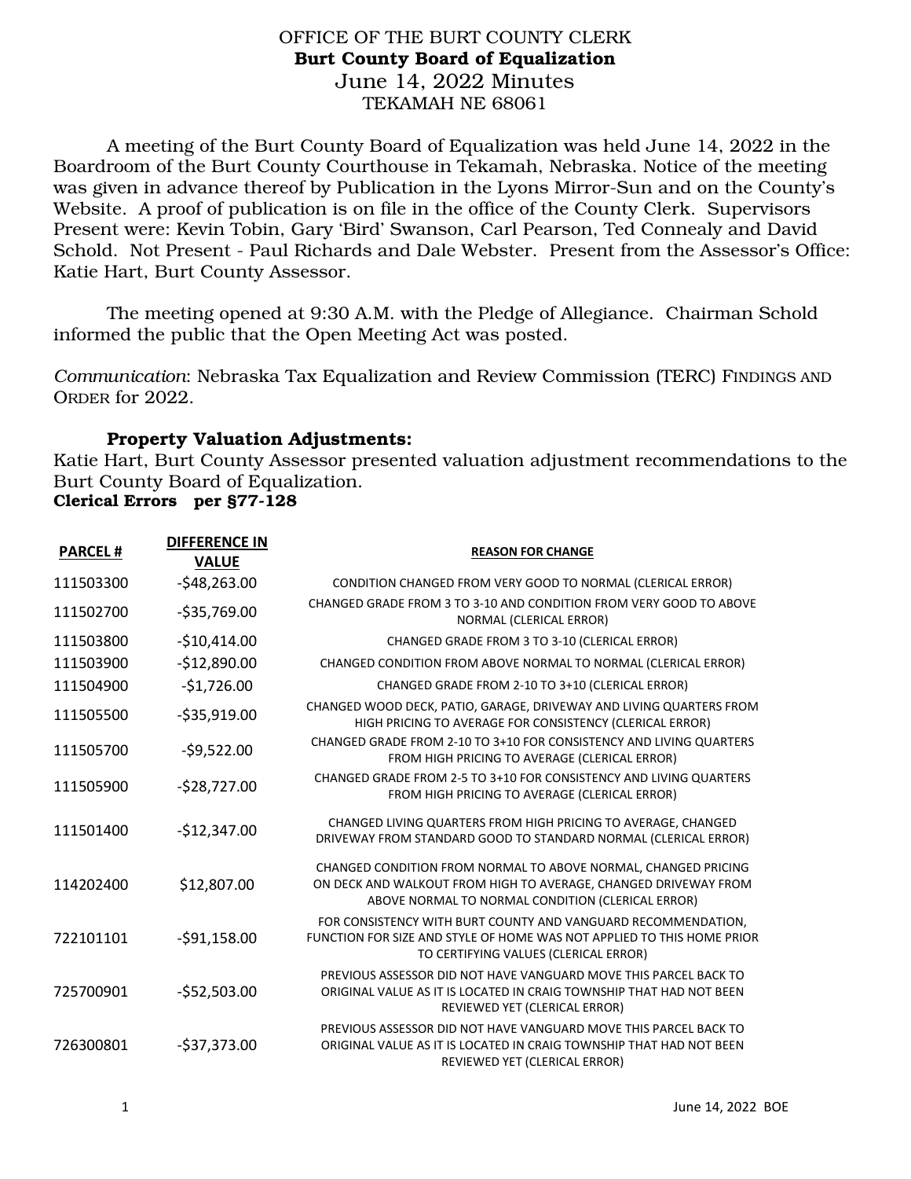# OFFICE OF THE BURT COUNTY CLERK
## Burt County Board of Equalization
### June 14, 2022 Minutes
TEKAMAH NE 68061

A meeting of the Burt County Board of Equalization was held June 14, 2022 in the Boardroom of the Burt County Courthouse in Tekamah, Nebraska. Notice of the meeting was given in advance thereof by Publication in the Lyons Mirror-Sun and on the County's Website. A proof of publication is on file in the office of the County Clerk. Supervisors Present were: Kevin Tobin, Gary 'Bird' Swanson, Carl Pearson, Ted Connealy and David Schold. Not Present - Paul Richards and Dale Webster. Present from the Assessor's Office: Katie Hart, Burt County Assessor.

The meeting opened at 9:30 A.M. with the Pledge of Allegiance. Chairman Schold informed the public that the Open Meeting Act was posted.

*Communication*: Nebraska Tax Equalization and Review Commission (TERC) FINDINGS AND ORDER for 2022.

**Property Valuation Adjustments:**

Katie Hart, Burt County Assessor presented valuation adjustment recommendations to the Burt County Board of Equalization.

**Clerical Errors per §77-128**

| PARCEL # | DIFFERENCE IN VALUE | REASON FOR CHANGE |
|---|---|---|
| 111503300 | -$48,263.00 | CONDITION CHANGED FROM VERY GOOD TO NORMAL (CLERICAL ERROR) |
| 111502700 | -$35,769.00 | CHANGED GRADE FROM 3 TO 3-10 AND CONDITION FROM VERY GOOD TO ABOVE NORMAL (CLERICAL ERROR) |
| 111503800 | -$10,414.00 | CHANGED GRADE FROM 3 TO 3-10 (CLERICAL ERROR) |
| 111503900 | -$12,890.00 | CHANGED CONDITION FROM ABOVE NORMAL TO NORMAL (CLERICAL ERROR) |
| 111504900 | -$1,726.00 | CHANGED GRADE FROM 2-10 TO 3+10 (CLERICAL ERROR) |
| 111505500 | -$35,919.00 | CHANGED WOOD DECK, PATIO, GARAGE, DRIVEWAY AND LIVING QUARTERS FROM HIGH PRICING TO AVERAGE FOR CONSISTENCY (CLERICAL ERROR) |
| 111505700 | -$9,522.00 | CHANGED GRADE FROM 2-10 TO 3+10 FOR CONSISTENCY AND LIVING QUARTERS FROM HIGH PRICING TO AVERAGE (CLERICAL ERROR) |
| 111505900 | -$28,727.00 | CHANGED GRADE FROM 2-5 TO 3+10 FOR CONSISTENCY AND LIVING QUARTERS FROM HIGH PRICING TO AVERAGE (CLERICAL ERROR) |
| 111501400 | -$12,347.00 | CHANGED LIVING QUARTERS FROM HIGH PRICING TO AVERAGE, CHANGED DRIVEWAY FROM STANDARD GOOD TO STANDARD NORMAL (CLERICAL ERROR) |
| 114202400 | $12,807.00 | CHANGED CONDITION FROM NORMAL TO ABOVE NORMAL, CHANGED PRICING ON DECK AND WALKOUT FROM HIGH TO AVERAGE, CHANGED DRIVEWAY FROM ABOVE NORMAL TO NORMAL CONDITION (CLERICAL ERROR) |
| 722101101 | -$91,158.00 | FOR CONSISTENCY WITH BURT COUNTY AND VANGUARD RECOMMENDATION, FUNCTION FOR SIZE AND STYLE OF HOME WAS NOT APPLIED TO THIS HOME PRIOR TO CERTIFYING VALUES (CLERICAL ERROR) |
| 725700901 | -$52,503.00 | PREVIOUS ASSESSOR DID NOT HAVE VANGUARD MOVE THIS PARCEL BACK TO ORIGINAL VALUE AS IT IS LOCATED IN CRAIG TOWNSHIP THAT HAD NOT BEEN REVIEWED YET (CLERICAL ERROR) |
| 726300801 | -$37,373.00 | PREVIOUS ASSESSOR DID NOT HAVE VANGUARD MOVE THIS PARCEL BACK TO ORIGINAL VALUE AS IT IS LOCATED IN CRAIG TOWNSHIP THAT HAD NOT BEEN REVIEWED YET (CLERICAL ERROR) |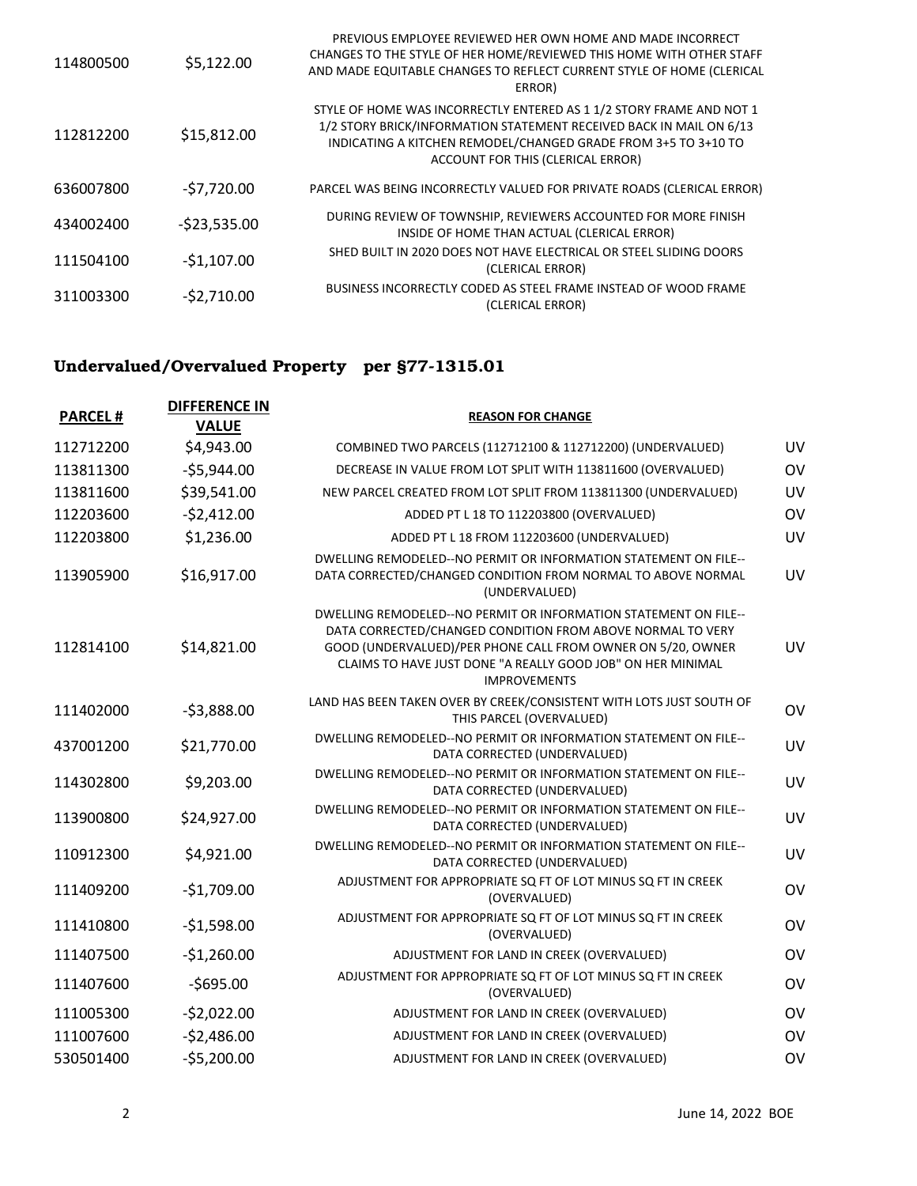| | | |
|---|---|---|
| 114800500 | $5,122.00 | PREVIOUS EMPLOYEE REVIEWED HER OWN HOME AND MADE INCORRECT CHANGES TO THE STYLE OF HER HOME/REVIEWED THIS HOME WITH OTHER STAFF AND MADE EQUITABLE CHANGES TO REFLECT CURRENT STYLE OF HOME (CLERICAL ERROR) |
| 112812200 | $15,812.00 | STYLE OF HOME WAS INCORRECTLY ENTERED AS 1 1/2 STORY FRAME AND NOT 1 1/2 STORY BRICK/INFORMATION STATEMENT RECEIVED BACK IN MAIL ON 6/13 INDICATING A KITCHEN REMODEL/CHANGED GRADE FROM 3+5 TO 3+10 TO ACCOUNT FOR THIS (CLERICAL ERROR) |
| 636007800 | -$7,720.00 | PARCEL WAS BEING INCORRECTLY VALUED FOR PRIVATE ROADS (CLERICAL ERROR) |
| 434002400 | -$23,535.00 | DURING REVIEW OF TOWNSHIP, REVIEWERS ACCOUNTED FOR MORE FINISH INSIDE OF HOME THAN ACTUAL (CLERICAL ERROR) |
| 111504100 | -$1,107.00 | SHED BUILT IN 2020 DOES NOT HAVE ELECTRICAL OR STEEL SLIDING DOORS (CLERICAL ERROR) |
| 311003300 | -$2,710.00 | BUSINESS INCORRECTLY CODED AS STEEL FRAME INSTEAD OF WOOD FRAME (CLERICAL ERROR) |

## Undervalued/Overvalued Property per §77-1315.01

| PARCEL # | DIFFERENCE IN VALUE | REASON FOR CHANGE | |
|---|---|---|---|
| 112712200 | $4,943.00 | COMBINED TWO PARCELS (112712100 & 112712200) (UNDERVALUED) | UV |
| 113811300 | -$5,944.00 | DECREASE IN VALUE FROM LOT SPLIT WITH 113811600 (OVERVALUED) | OV |
| 113811600 | $39,541.00 | NEW PARCEL CREATED FROM LOT SPLIT FROM 113811300 (UNDERVALUED) | UV |
| 112203600 | -$2,412.00 | ADDED PT L 18 TO 112203800 (OVERVALUED) | OV |
| 112203800 | $1,236.00 | ADDED PT L 18 FROM 112203600 (UNDERVALUED) | UV |
| 113905900 | $16,917.00 | DWELLING REMODELED--NO PERMIT OR INFORMATION STATEMENT ON FILE--DATA CORRECTED/CHANGED CONDITION FROM NORMAL TO ABOVE NORMAL (UNDERVALUED) | UV |
| 112814100 | $14,821.00 | DWELLING REMODELED--NO PERMIT OR INFORMATION STATEMENT ON FILE--DATA CORRECTED/CHANGED CONDITION FROM ABOVE NORMAL TO VERY GOOD (UNDERVALUED)/PER PHONE CALL FROM OWNER ON 5/20, OWNER CLAIMS TO HAVE JUST DONE "A REALLY GOOD JOB" ON HER MINIMAL IMPROVEMENTS | UV |
| 111402000 | -$3,888.00 | LAND HAS BEEN TAKEN OVER BY CREEK/CONSISTENT WITH LOTS JUST SOUTH OF THIS PARCEL (OVERVALUED) | OV |
| 437001200 | $21,770.00 | DWELLING REMODELED--NO PERMIT OR INFORMATION STATEMENT ON FILE--DATA CORRECTED (UNDERVALUED) | UV |
| 114302800 | $9,203.00 | DWELLING REMODELED--NO PERMIT OR INFORMATION STATEMENT ON FILE--DATA CORRECTED (UNDERVALUED) | UV |
| 113900800 | $24,927.00 | DWELLING REMODELED--NO PERMIT OR INFORMATION STATEMENT ON FILE--DATA CORRECTED (UNDERVALUED) | UV |
| 110912300 | $4,921.00 | DWELLING REMODELED--NO PERMIT OR INFORMATION STATEMENT ON FILE--DATA CORRECTED (UNDERVALUED) | UV |
| 111409200 | -$1,709.00 | ADJUSTMENT FOR APPROPRIATE SQ FT OF LOT MINUS SQ FT IN CREEK (OVERVALUED) | OV |
| 111410800 | -$1,598.00 | ADJUSTMENT FOR APPROPRIATE SQ FT OF LOT MINUS SQ FT IN CREEK (OVERVALUED) | OV |
| 111407500 | -$1,260.00 | ADJUSTMENT FOR LAND IN CREEK (OVERVALUED) | OV |
| 111407600 | -$695.00 | ADJUSTMENT FOR APPROPRIATE SQ FT OF LOT MINUS SQ FT IN CREEK (OVERVALUED) | OV |
| 111005300 | -$2,022.00 | ADJUSTMENT FOR LAND IN CREEK (OVERVALUED) | OV |
| 111007600 | -$2,486.00 | ADJUSTMENT FOR LAND IN CREEK (OVERVALUED) | OV |
| 530501400 | -$5,200.00 | ADJUSTMENT FOR LAND IN CREEK (OVERVALUED) | OV |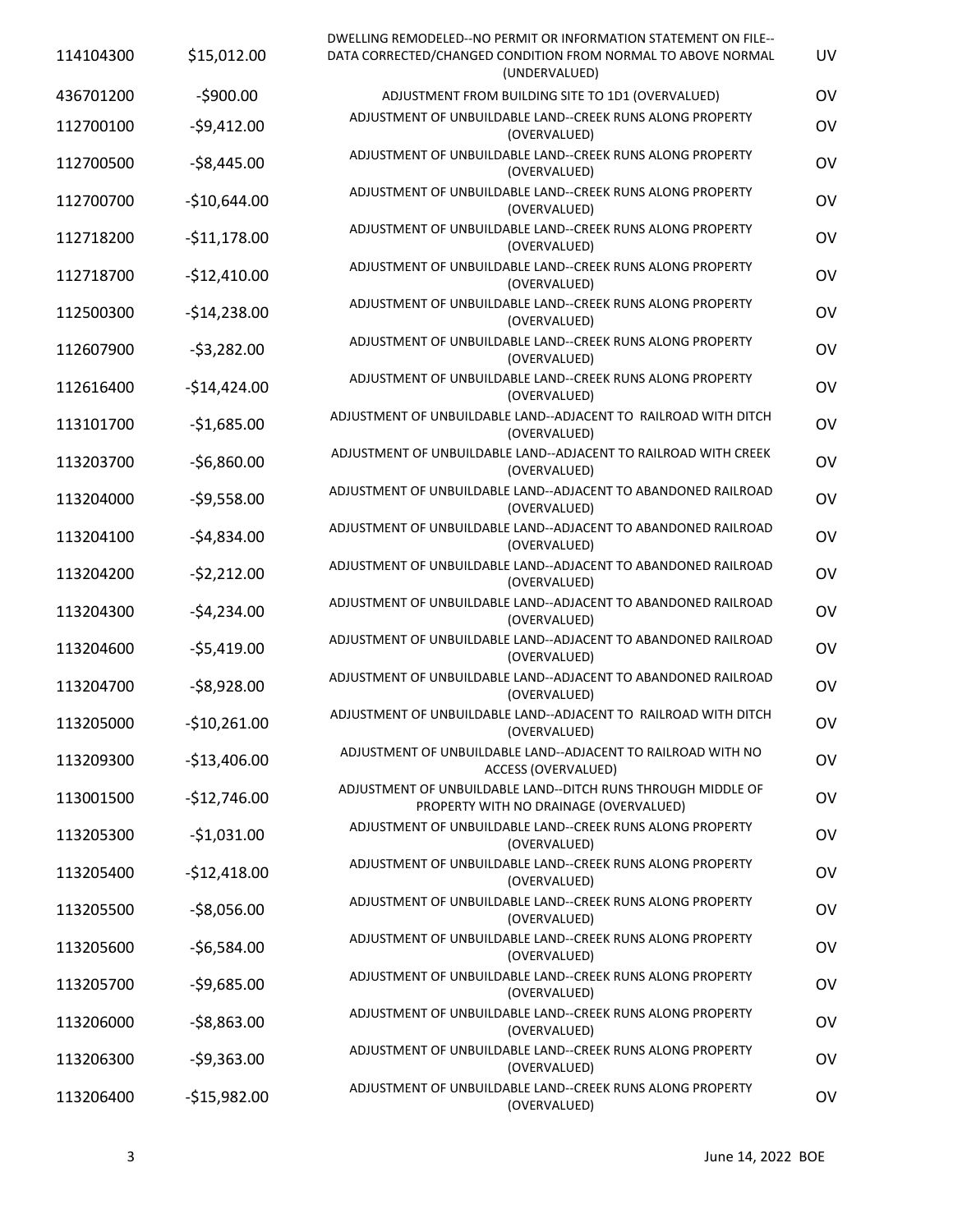| | | | |
|---|---|---|---|
| 114104300 | $15,012.00 | DWELLING REMODELED--NO PERMIT OR INFORMATION STATEMENT ON FILE--DATA CORRECTED/CHANGED CONDITION FROM NORMAL TO ABOVE NORMAL (UNDERVALUED) | UV |
| 436701200 | -$900.00 | ADJUSTMENT FROM BUILDING SITE TO 1D1 (OVERVALUED) | OV |
| 112700100 | -$9,412.00 | ADJUSTMENT OF UNBUILDABLE LAND--CREEK RUNS ALONG PROPERTY (OVERVALUED) | OV |
| 112700500 | -$8,445.00 | ADJUSTMENT OF UNBUILDABLE LAND--CREEK RUNS ALONG PROPERTY (OVERVALUED) | OV |
| 112700700 | -$10,644.00 | ADJUSTMENT OF UNBUILDABLE LAND--CREEK RUNS ALONG PROPERTY (OVERVALUED) | OV |
| 112718200 | -$11,178.00 | ADJUSTMENT OF UNBUILDABLE LAND--CREEK RUNS ALONG PROPERTY (OVERVALUED) | OV |
| 112718700 | -$12,410.00 | ADJUSTMENT OF UNBUILDABLE LAND--CREEK RUNS ALONG PROPERTY (OVERVALUED) | OV |
| 112500300 | -$14,238.00 | ADJUSTMENT OF UNBUILDABLE LAND--CREEK RUNS ALONG PROPERTY (OVERVALUED) | OV |
| 112607900 | -$3,282.00 | ADJUSTMENT OF UNBUILDABLE LAND--CREEK RUNS ALONG PROPERTY (OVERVALUED) | OV |
| 112616400 | -$14,424.00 | ADJUSTMENT OF UNBUILDABLE LAND--CREEK RUNS ALONG PROPERTY (OVERVALUED) | OV |
| 113101700 | -$1,685.00 | ADJUSTMENT OF UNBUILDABLE LAND--ADJACENT TO RAILROAD WITH DITCH (OVERVALUED) | OV |
| 113203700 | -$6,860.00 | ADJUSTMENT OF UNBUILDABLE LAND--ADJACENT TO RAILROAD WITH CREEK (OVERVALUED) | OV |
| 113204000 | -$9,558.00 | ADJUSTMENT OF UNBUILDABLE LAND--ADJACENT TO ABANDONED RAILROAD (OVERVALUED) | OV |
| 113204100 | -$4,834.00 | ADJUSTMENT OF UNBUILDABLE LAND--ADJACENT TO ABANDONED RAILROAD (OVERVALUED) | OV |
| 113204200 | -$2,212.00 | ADJUSTMENT OF UNBUILDABLE LAND--ADJACENT TO ABANDONED RAILROAD (OVERVALUED) | OV |
| 113204300 | -$4,234.00 | ADJUSTMENT OF UNBUILDABLE LAND--ADJACENT TO ABANDONED RAILROAD (OVERVALUED) | OV |
| 113204600 | -$5,419.00 | ADJUSTMENT OF UNBUILDABLE LAND--ADJACENT TO ABANDONED RAILROAD (OVERVALUED) | OV |
| 113204700 | -$8,928.00 | ADJUSTMENT OF UNBUILDABLE LAND--ADJACENT TO ABANDONED RAILROAD (OVERVALUED) | OV |
| 113205000 | -$10,261.00 | ADJUSTMENT OF UNBUILDABLE LAND--ADJACENT TO RAILROAD WITH DITCH (OVERVALUED) | OV |
| 113209300 | -$13,406.00 | ADJUSTMENT OF UNBUILDABLE LAND--ADJACENT TO RAILROAD WITH NO ACCESS (OVERVALUED) | OV |
| 113001500 | -$12,746.00 | ADJUSTMENT OF UNBUILDABLE LAND--DITCH RUNS THROUGH MIDDLE OF PROPERTY WITH NO DRAINAGE (OVERVALUED) | OV |
| 113205300 | -$1,031.00 | ADJUSTMENT OF UNBUILDABLE LAND--CREEK RUNS ALONG PROPERTY (OVERVALUED) | OV |
| 113205400 | -$12,418.00 | ADJUSTMENT OF UNBUILDABLE LAND--CREEK RUNS ALONG PROPERTY (OVERVALUED) | OV |
| 113205500 | -$8,056.00 | ADJUSTMENT OF UNBUILDABLE LAND--CREEK RUNS ALONG PROPERTY (OVERVALUED) | OV |
| 113205600 | -$6,584.00 | ADJUSTMENT OF UNBUILDABLE LAND--CREEK RUNS ALONG PROPERTY (OVERVALUED) | OV |
| 113205700 | -$9,685.00 | ADJUSTMENT OF UNBUILDABLE LAND--CREEK RUNS ALONG PROPERTY (OVERVALUED) | OV |
| 113206000 | -$8,863.00 | ADJUSTMENT OF UNBUILDABLE LAND--CREEK RUNS ALONG PROPERTY (OVERVALUED) | OV |
| 113206300 | -$9,363.00 | ADJUSTMENT OF UNBUILDABLE LAND--CREEK RUNS ALONG PROPERTY (OVERVALUED) | OV |
| 113206400 | -$15,982.00 | ADJUSTMENT OF UNBUILDABLE LAND--CREEK RUNS ALONG PROPERTY (OVERVALUED) | OV |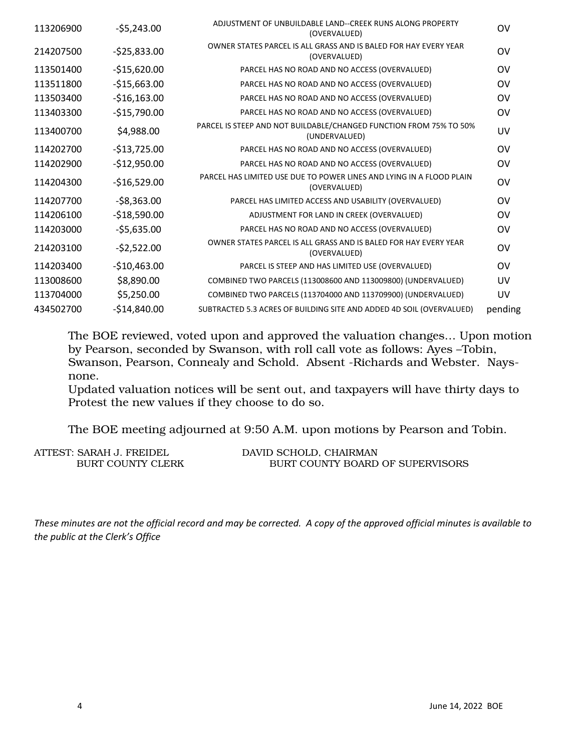| | | | |
|---|---|---|---|
| 113206900 | -$5,243.00 | ADJUSTMENT OF UNBUILDABLE LAND--CREEK RUNS ALONG PROPERTY (OVERVALUED) | OV |
| 214207500 | -$25,833.00 | OWNER STATES PARCEL IS ALL GRASS AND IS BALED FOR HAY EVERY YEAR (OVERVALUED) | OV |
| 113501400 | -$15,620.00 | PARCEL HAS NO ROAD AND NO ACCESS (OVERVALUED) | OV |
| 113511800 | -$15,663.00 | PARCEL HAS NO ROAD AND NO ACCESS (OVERVALUED) | OV |
| 113503400 | -$16,163.00 | PARCEL HAS NO ROAD AND NO ACCESS (OVERVALUED) | OV |
| 113403300 | -$15,790.00 | PARCEL HAS NO ROAD AND NO ACCESS (OVERVALUED) | OV |
| 113400700 | $4,988.00 | PARCEL IS STEEP AND NOT BUILDABLE/CHANGED FUNCTION FROM 75% TO 50% (UNDERVALUED) | UV |
| 114202700 | -$13,725.00 | PARCEL HAS NO ROAD AND NO ACCESS (OVERVALUED) | OV |
| 114202900 | -$12,950.00 | PARCEL HAS NO ROAD AND NO ACCESS (OVERVALUED) | OV |
| 114204300 | -$16,529.00 | PARCEL HAS LIMITED USE DUE TO POWER LINES AND LYING IN A FLOOD PLAIN (OVERVALUED) | OV |
| 114207700 | -$8,363.00 | PARCEL HAS LIMITED ACCESS AND USABILITY (OVERVALUED) | OV |
| 114206100 | -$18,590.00 | ADJUSTMENT FOR LAND IN CREEK (OVERVALUED) | OV |
| 114203000 | -$5,635.00 | PARCEL HAS NO ROAD AND NO ACCESS (OVERVALUED) | OV |
| 214203100 | -$2,522.00 | OWNER STATES PARCEL IS ALL GRASS AND IS BALED FOR HAY EVERY YEAR (OVERVALUED) | OV |
| 114203400 | -$10,463.00 | PARCEL IS STEEP AND HAS LIMITED USE (OVERVALUED) | OV |
| 113008600 | $8,890.00 | COMBINED TWO PARCELS (113008600 AND 113009800) (UNDERVALUED) | UV |
| 113704000 | $5,250.00 | COMBINED TWO PARCELS (113704000 AND 113709900) (UNDERVALUED) | UV |
| 434502700 | -$14,840.00 | SUBTRACTED 5.3 ACRES OF BUILDING SITE AND ADDED 4D SOIL (OVERVALUED) | pending |

The BOE reviewed, voted upon and approved the valuation changes… Upon motion by Pearson, seconded by Swanson, with roll call vote as follows: Ayes –Tobin, Swanson, Pearson, Connealy and Schold. Absent -Richards and Webster. Nays-none.
Updated valuation notices will be sent out, and taxpayers will have thirty days to Protest the new values if they choose to do so.

The BOE meeting adjourned at 9:50 A.M. upon motions by Pearson and Tobin.

ATTEST: SARAH J. FREIDEL
BURT COUNTY CLERK

DAVID SCHOLD, CHAIRMAN
BURT COUNTY BOARD OF SUPERVISORS

*These minutes are not the official record and may be corrected. A copy of the approved official minutes is available to the public at the Clerk's Office*